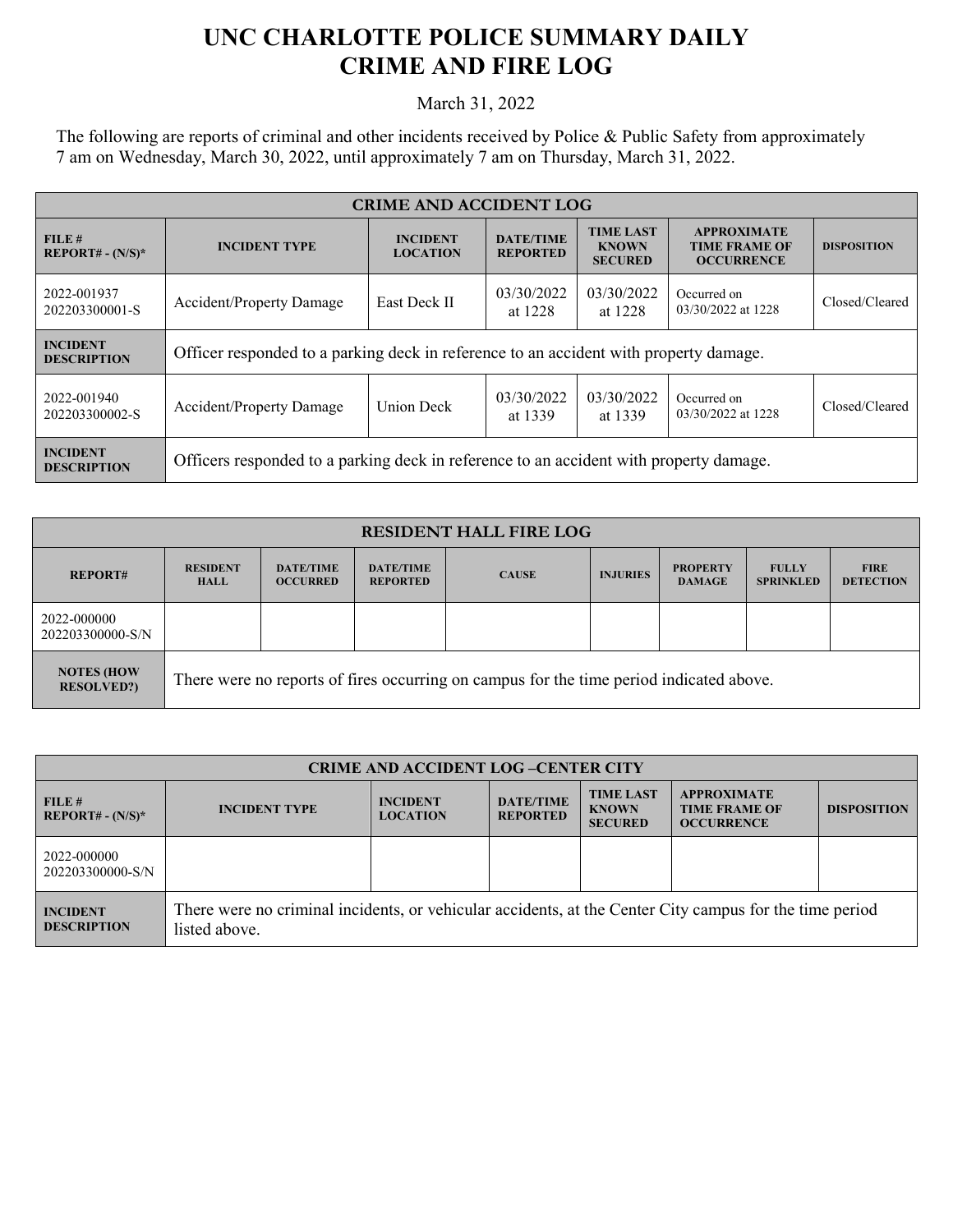# UNC CHARLOTTE POLICE SUMMARY DAILY CRIME AND FIRE LOG

March 31, 2022

The following are reports of criminal and other incidents received by Police & Public Safety from approximately 7 am on Wednesday, March 30, 2022, until approximately 7 am on Thursday, March 31, 2022.

| CRIME AND ACCIDENT LOG | | | | | | |
|---|---|---|---|---|---|---|
| FILE # REPORT# - (N/S)* | INCIDENT TYPE | INCIDENT LOCATION | DATE/TIME REPORTED | TIME LAST KNOWN SECURED | APPROXIMATE TIME FRAME OF OCCURRENCE | DISPOSITION |
| 2022-001937 202203300001-S | Accident/Property Damage | East Deck II | 03/30/2022 at 1228 | 03/30/2022 at 1228 | Occurred on 03/30/2022 at 1228 | Closed/Cleared |
| INCIDENT DESCRIPTION | Officer responded to a parking deck in reference to an accident with property damage. | | | | | |
| 2022-001940 202203300002-S | Accident/Property Damage | Union Deck | 03/30/2022 at 1339 | 03/30/2022 at 1339 | Occurred on 03/30/2022 at 1228 | Closed/Cleared |
| INCIDENT DESCRIPTION | Officers responded to a parking deck in reference to an accident with property damage. | | | | | |

| RESIDENT HALL FIRE LOG | | | | | | | | |
|---|---|---|---|---|---|---|---|---|
| REPORT# | RESIDENT HALL | DATE/TIME OCCURRED | DATE/TIME REPORTED | CAUSE | INJURIES | PROPERTY DAMAGE | FULLY SPRINKLED | FIRE DETECTION |
| 2022-000000 202203300000-S/N | | | | | | | | |
| NOTES (HOW RESOLVED?) | There were no reports of fires occurring on campus for the time period indicated above. | | | | | | | |

| CRIME AND ACCIDENT LOG –CENTER CITY | | | | | | |
|---|---|---|---|---|---|---|
| FILE # REPORT# - (N/S)* | INCIDENT TYPE | INCIDENT LOCATION | DATE/TIME REPORTED | TIME LAST KNOWN SECURED | APPROXIMATE TIME FRAME OF OCCURRENCE | DISPOSITION |
| 2022-000000 202203300000-S/N | | | | | | |
| INCIDENT DESCRIPTION | There were no criminal incidents, or vehicular accidents, at the Center City campus for the time period listed above. | | | | | |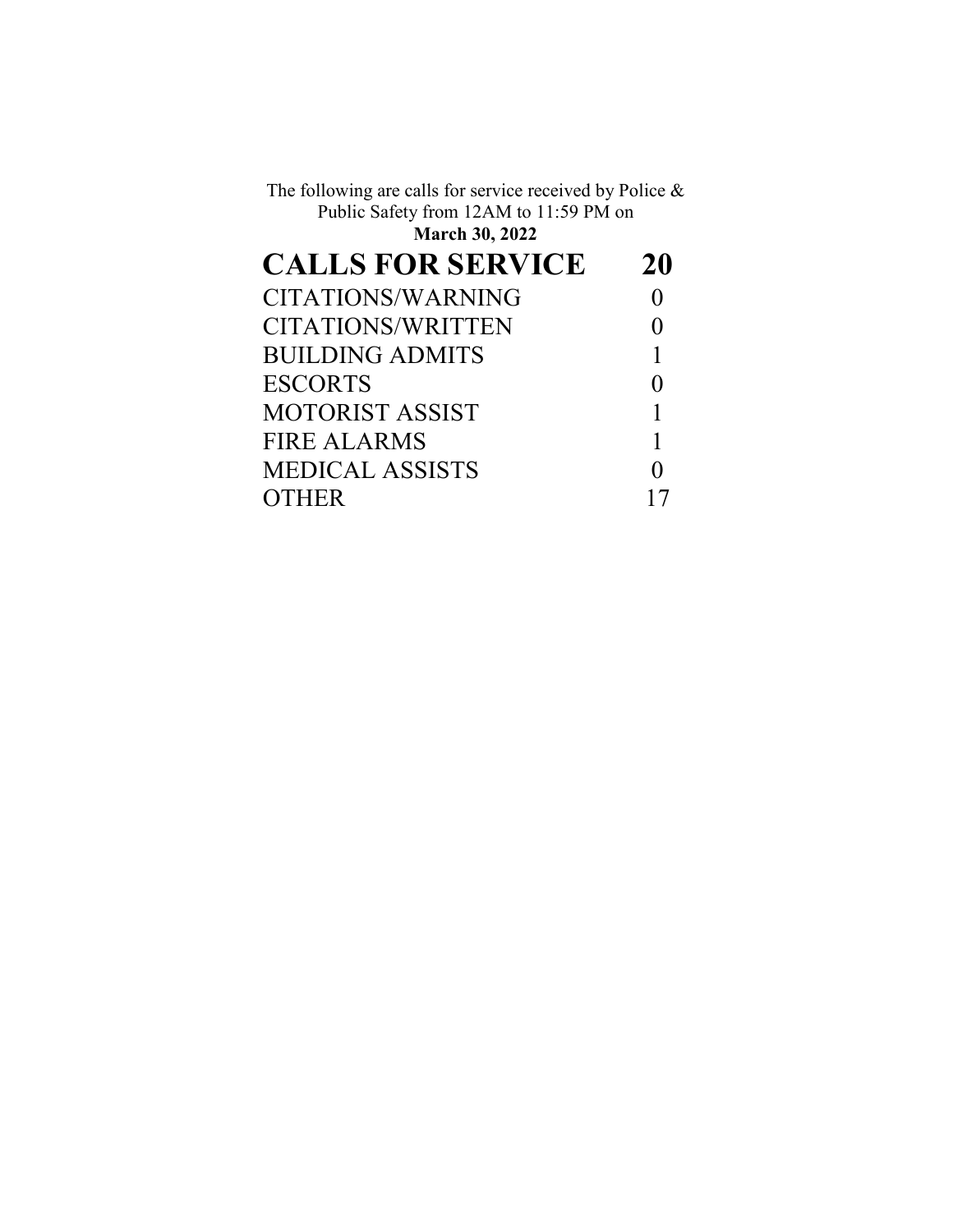The following are calls for service received by Police & Public Safety from 12AM to 11:59 PM on

**March 30, 2022**

| | |
|---|---|
| **CALLS FOR SERVICE** | **20** |
| CITATIONS/WARNING | 0 |
| CITATIONS/WRITTEN | 0 |
| BUILDING ADMITS | 1 |
| ESCORTS | 0 |
| MOTORIST ASSIST | 1 |
| FIRE ALARMS | 1 |
| MEDICAL ASSISTS | 0 |
| OTHER | 17 |